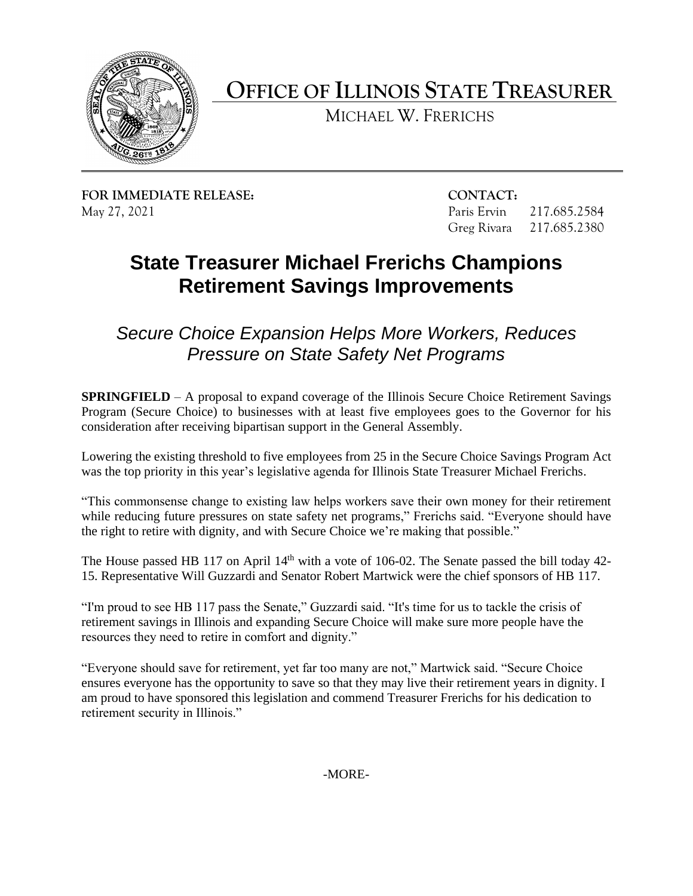# OFFICE OF ILLINOIS STATE TREASURER

MICHAEL W. FRERICHS

**FOR IMMEDIATE RELEASE:**
May 27, 2021

**CONTACT:**
Paris Ervin 217.685.2584
Greg Rivara 217.685.2380

## State Treasurer Michael Frerichs Champions Retirement Savings Improvements

### *Secure Choice Expansion Helps More Workers, Reduces Pressure on State Safety Net Programs*

**SPRINGFIELD** – A proposal to expand coverage of the Illinois Secure Choice Retirement Savings Program (Secure Choice) to businesses with at least five employees goes to the Governor for his consideration after receiving bipartisan support in the General Assembly.

Lowering the existing threshold to five employees from 25 in the Secure Choice Savings Program Act was the top priority in this year's legislative agenda for Illinois State Treasurer Michael Frerichs.

"This commonsense change to existing law helps workers save their own money for their retirement while reducing future pressures on state safety net programs," Frerichs said. "Everyone should have the right to retire with dignity, and with Secure Choice we're making that possible."

The House passed HB 117 on April 14th with a vote of 106-02. The Senate passed the bill today 42-15. Representative Will Guzzardi and Senator Robert Martwick were the chief sponsors of HB 117.

"I'm proud to see HB 117 pass the Senate," Guzzardi said. "It's time for us to tackle the crisis of retirement savings in Illinois and expanding Secure Choice will make sure more people have the resources they need to retire in comfort and dignity."

"Everyone should save for retirement, yet far too many are not," Martwick said. "Secure Choice ensures everyone has the opportunity to save so that they may live their retirement years in dignity. I am proud to have sponsored this legislation and commend Treasurer Frerichs for his dedication to retirement security in Illinois."

-MORE-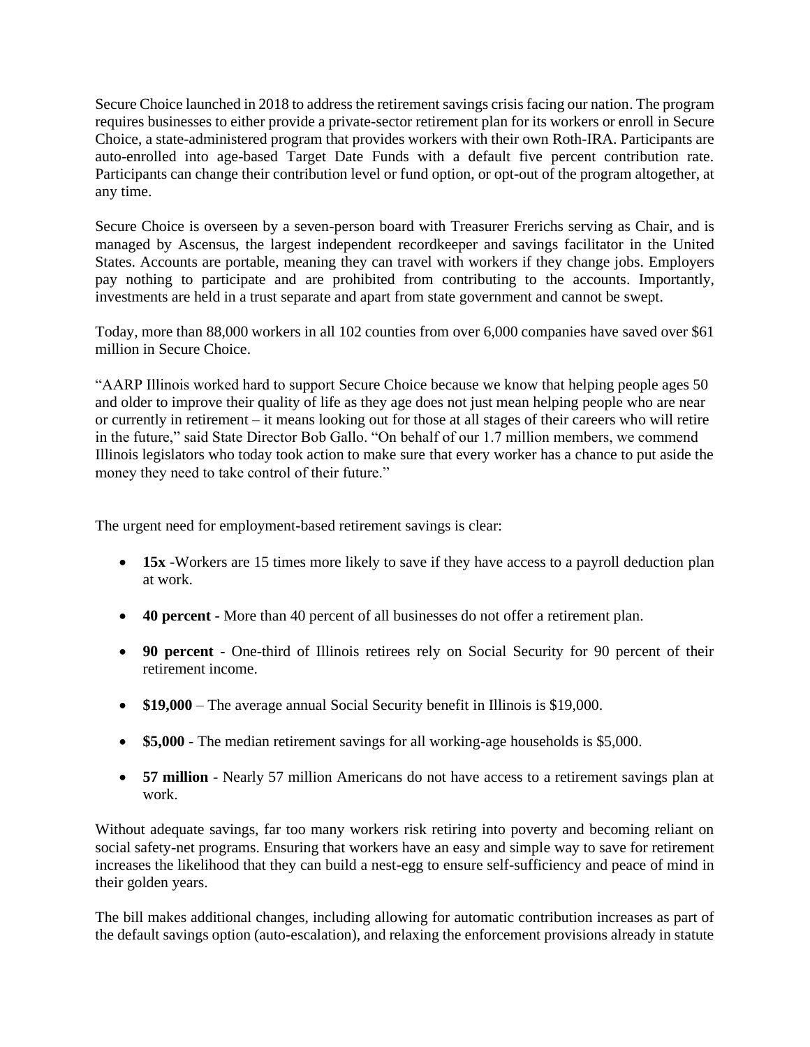Secure Choice launched in 2018 to address the retirement savings crisis facing our nation. The program requires businesses to either provide a private-sector retirement plan for its workers or enroll in Secure Choice, a state-administered program that provides workers with their own Roth-IRA. Participants are auto-enrolled into age-based Target Date Funds with a default five percent contribution rate. Participants can change their contribution level or fund option, or opt-out of the program altogether, at any time.

Secure Choice is overseen by a seven-person board with Treasurer Frerichs serving as Chair, and is managed by Ascensus, the largest independent recordkeeper and savings facilitator in the United States. Accounts are portable, meaning they can travel with workers if they change jobs. Employers pay nothing to participate and are prohibited from contributing to the accounts. Importantly, investments are held in a trust separate and apart from state government and cannot be swept.

Today, more than 88,000 workers in all 102 counties from over 6,000 companies have saved over $61 million in Secure Choice.

"AARP Illinois worked hard to support Secure Choice because we know that helping people ages 50 and older to improve their quality of life as they age does not just mean helping people who are near or currently in retirement – it means looking out for those at all stages of their careers who will retire in the future," said State Director Bob Gallo. "On behalf of our 1.7 million members, we commend Illinois legislators who today took action to make sure that every worker has a chance to put aside the money they need to take control of their future."

The urgent need for employment-based retirement savings is clear:

- **15x** -Workers are 15 times more likely to save if they have access to a payroll deduction plan at work.
- **40 percent** - More than 40 percent of all businesses do not offer a retirement plan.
- **90 percent** - One-third of Illinois retirees rely on Social Security for 90 percent of their retirement income.
- **$19,000** – The average annual Social Security benefit in Illinois is $19,000.
- **$5,000** - The median retirement savings for all working-age households is $5,000.
- **57 million** - Nearly 57 million Americans do not have access to a retirement savings plan at work.

Without adequate savings, far too many workers risk retiring into poverty and becoming reliant on social safety-net programs. Ensuring that workers have an easy and simple way to save for retirement increases the likelihood that they can build a nest-egg to ensure self-sufficiency and peace of mind in their golden years.

The bill makes additional changes, including allowing for automatic contribution increases as part of the default savings option (auto-escalation), and relaxing the enforcement provisions already in statute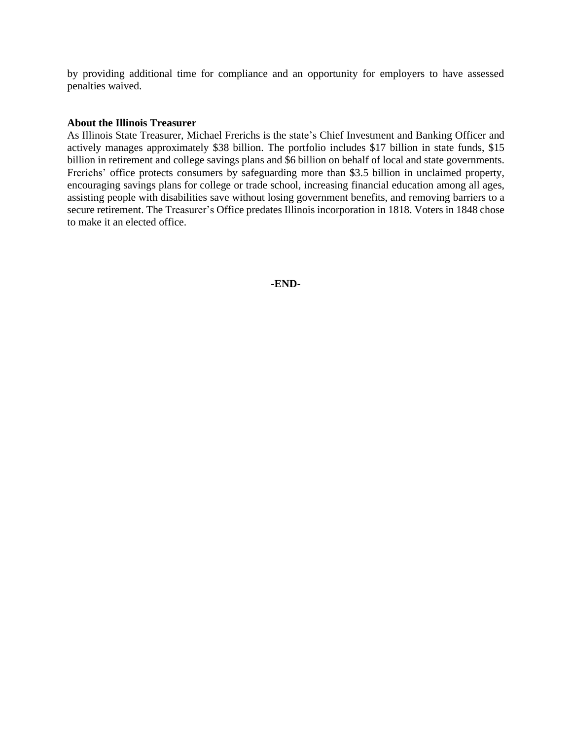by providing additional time for compliance and an opportunity for employers to have assessed penalties waived.

**About the Illinois Treasurer**
As Illinois State Treasurer, Michael Frerichs is the state's Chief Investment and Banking Officer and actively manages approximately $38 billion. The portfolio includes $17 billion in state funds, $15 billion in retirement and college savings plans and $6 billion on behalf of local and state governments. Frerichs' office protects consumers by safeguarding more than $3.5 billion in unclaimed property, encouraging savings plans for college or trade school, increasing financial education among all ages, assisting people with disabilities save without losing government benefits, and removing barriers to a secure retirement. The Treasurer's Office predates Illinois incorporation in 1818. Voters in 1848 chose to make it an elected office.

**-END-**